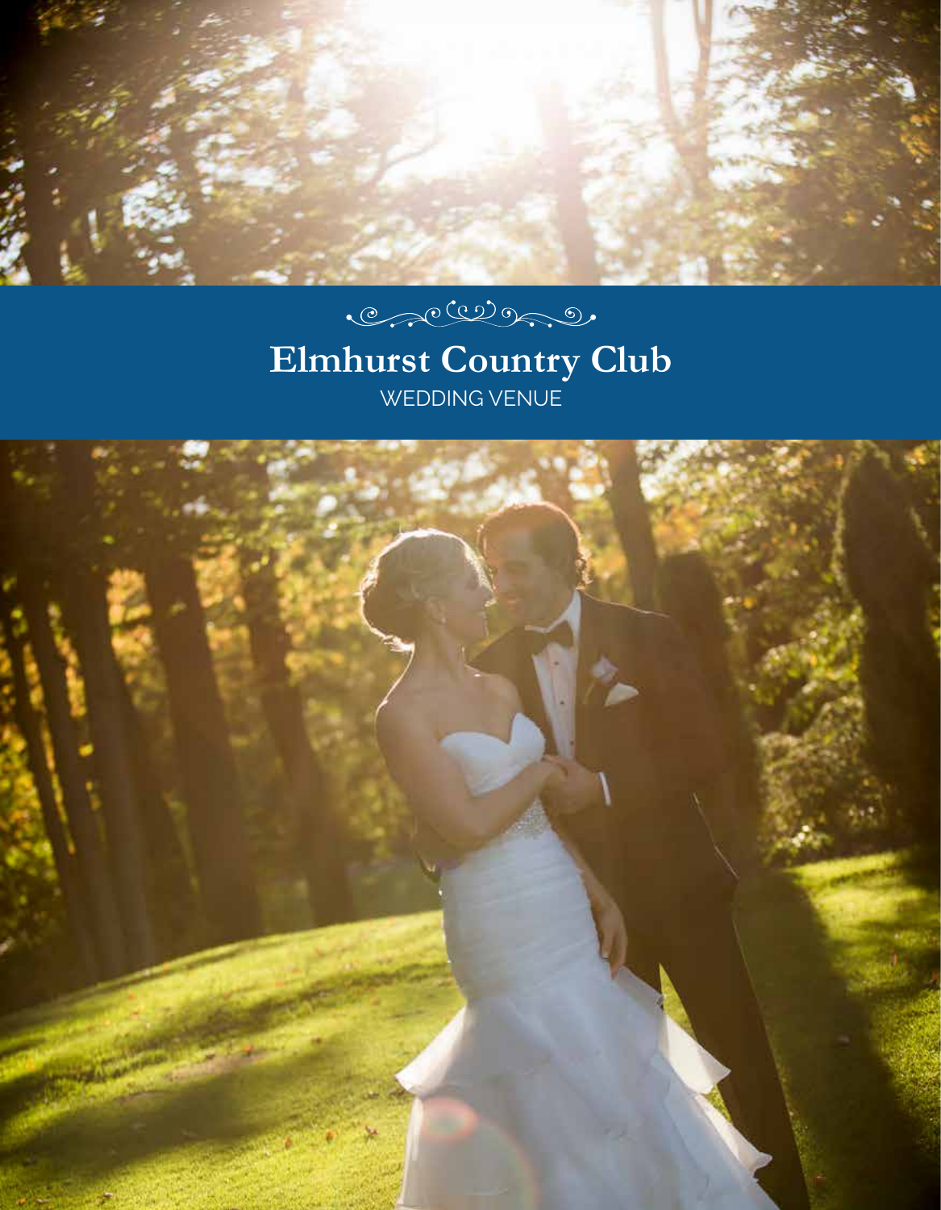# Elmhurst Country Club

WEDDING VENUE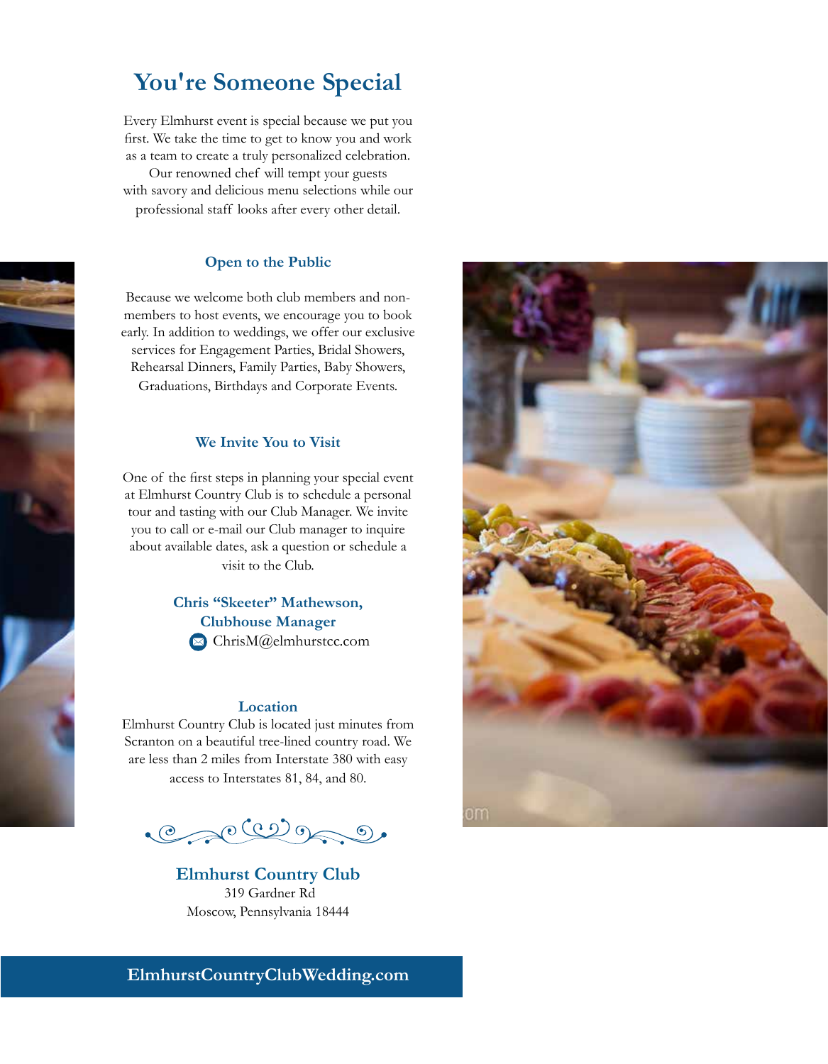# You're Someone Special

Every Elmhurst event is special because we put you first. We take the time to get to know you and work as a team to create a truly personalized celebration. Our renowned chef will tempt your guests with savory and delicious menu selections while our professional staff looks after every other detail.

### Open to the Public

Because we welcome both club members and non-members to host events, we encourage you to book early. In addition to weddings, we offer our exclusive services for Engagement Parties, Bridal Showers, Rehearsal Dinners, Family Parties, Baby Showers, Graduations, Birthdays and Corporate Events.

### We Invite You to Visit

One of the first steps in planning your special event at Elmhurst Country Club is to schedule a personal tour and tasting with our Club Manager. We invite you to call or e-mail our Club manager to inquire about available dates, ask a question or schedule a visit to the Club.

**Chris "Skeeter" Mathewson, Clubhouse Manager**
ChrisM@elmhurstcc.com

### Location

Elmhurst Country Club is located just minutes from Scranton on a beautiful tree-lined country road. We are less than 2 miles from Interstate 380 with easy access to Interstates 81, 84, and 80.

**Elmhurst Country Club**
319 Gardner Rd
Moscow, Pennsylvania 18444

**ElmhurstCountryClubWedding.com**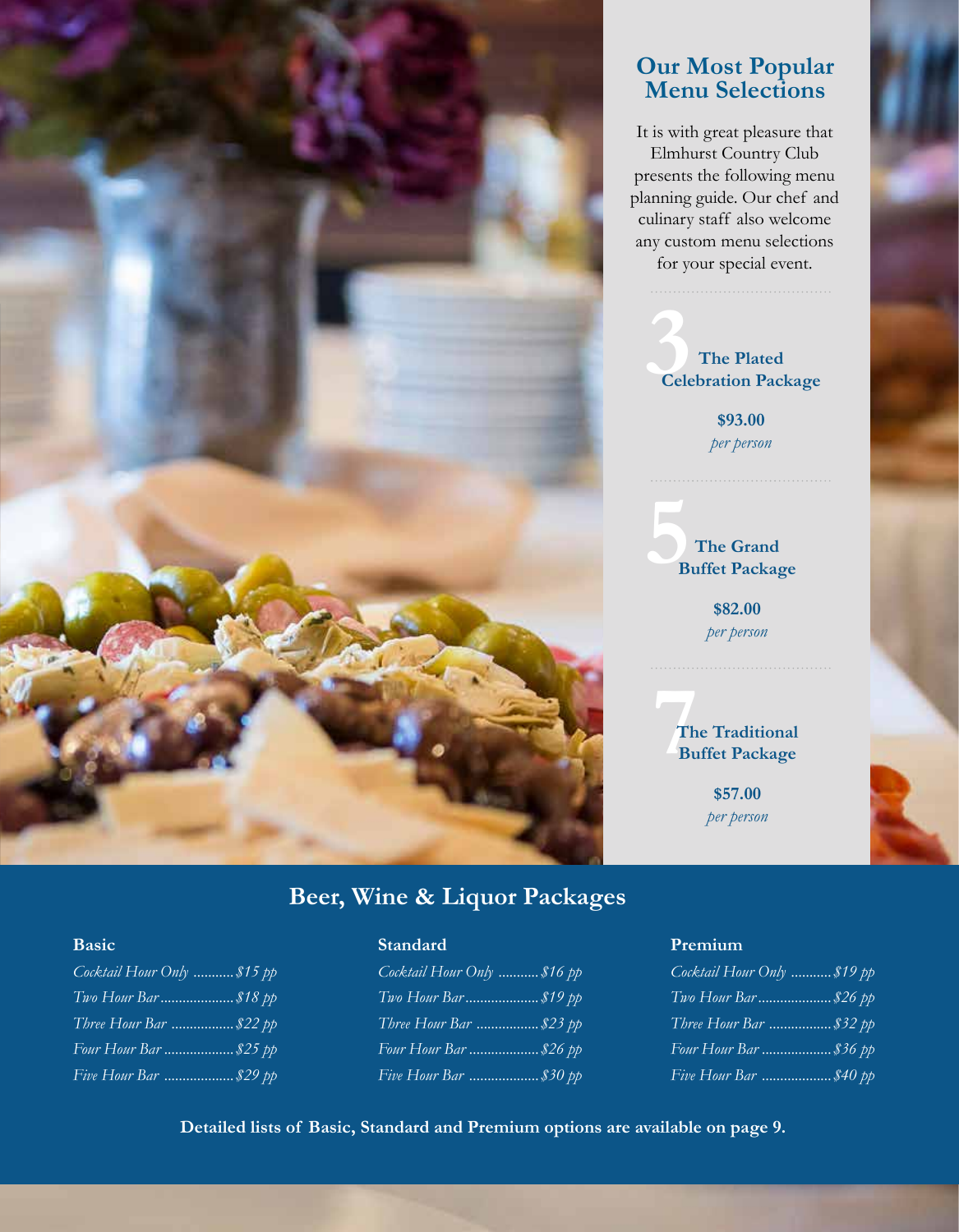## Our Most Popular Menu Selections

It is with great pleasure that Elmhurst Country Club presents the following menu planning guide. Our chef and culinary staff also welcome any custom menu selections for your special event.

### 3 The Plated Celebration Package

**$93.00**
*per person*

### 5 The Grand Buffet Package

**$82.00**
*per person*

### 7 The Traditional Buffet Package

**$57.00**
*per person*

## Beer, Wine & Liquor Packages

### Basic

*Cocktail Hour Only* ........... *$15 pp*
*Two Hour Bar* .................... *$18 pp*
*Three Hour Bar* ................. *$22 pp*
*Four Hour Bar* ................... *$25 pp*
*Five Hour Bar* ................... *$29 pp*

### Standard

*Cocktail Hour Only* ........... *$16 pp*
*Two Hour Bar* .................... *$19 pp*
*Three Hour Bar* ................. *$23 pp*
*Four Hour Bar* ................... *$26 pp*
*Five Hour Bar* ................... *$30 pp*

### Premium

*Cocktail Hour Only* ........... *$19 pp*
*Two Hour Bar* .................... *$26 pp*
*Three Hour Bar* ................. *$32 pp*
*Four Hour Bar* ................... *$36 pp*
*Five Hour Bar* ................... *$40 pp*

**Detailed lists of Basic, Standard and Premium options are available on page 9.**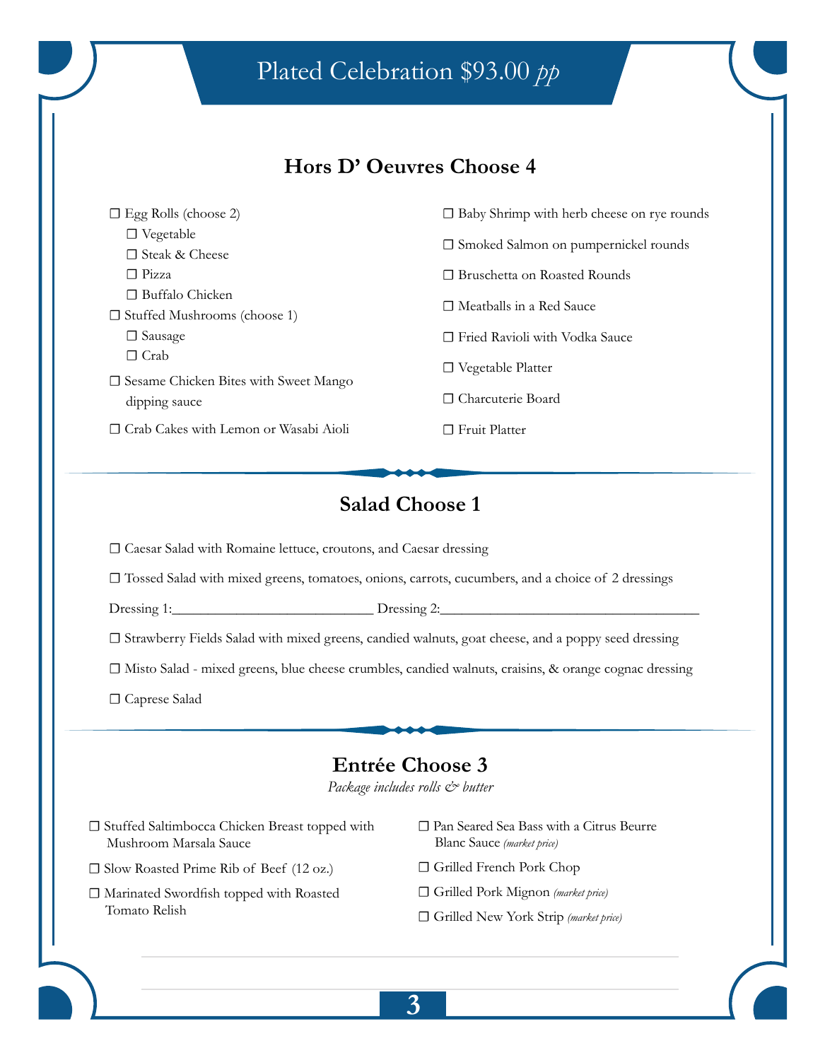# Plated Celebration $93.00 *pp*

## Hors D' Oeuvres Choose 4

- ☐ Egg Rolls (choose 2)
  - ☐ Vegetable
  - ☐ Steak & Cheese
  - ☐ Pizza
  - ☐ Buffalo Chicken
- ☐ Stuffed Mushrooms (choose 1)
  - ☐ Sausage
  - ☐ Crab
- ☐ Sesame Chicken Bites with Sweet Mango dipping sauce
- ☐ Crab Cakes with Lemon or Wasabi Aioli
- ☐ Baby Shrimp with herb cheese on rye rounds
- ☐ Smoked Salmon on pumpernickel rounds
- ☐ Bruschetta on Roasted Rounds
- ☐ Meatballs in a Red Sauce
- ☐ Fried Ravioli with Vodka Sauce
- ☐ Vegetable Platter
- ☐ Charcuterie Board
- ☐ Fruit Platter

## Salad Choose 1

☐ Caesar Salad with Romaine lettuce, croutons, and Caesar dressing

☐ Tossed Salad with mixed greens, tomatoes, onions, carrots, cucumbers, and a choice of 2 dressings

Dressing 1:___________________________ Dressing 2:____________________________________

☐ Strawberry Fields Salad with mixed greens, candied walnuts, goat cheese, and a poppy seed dressing

☐ Misto Salad - mixed greens, blue cheese crumbles, candied walnuts, craisins, & orange cognac dressing

☐ Caprese Salad

## Entrée Choose 3

*Package includes rolls & butter*

- ☐ Stuffed Saltimbocca Chicken Breast topped with Mushroom Marsala Sauce
- ☐ Slow Roasted Prime Rib of Beef (12 oz.)
- ☐ Marinated Swordfish topped with Roasted Tomato Relish
- ☐ Pan Seared Sea Bass with a Citrus Beurre Blanc Sauce *(market price)*
- ☐ Grilled French Pork Chop
- ☐ Grilled Pork Mignon *(market price)*
- ☐ Grilled New York Strip *(market price)*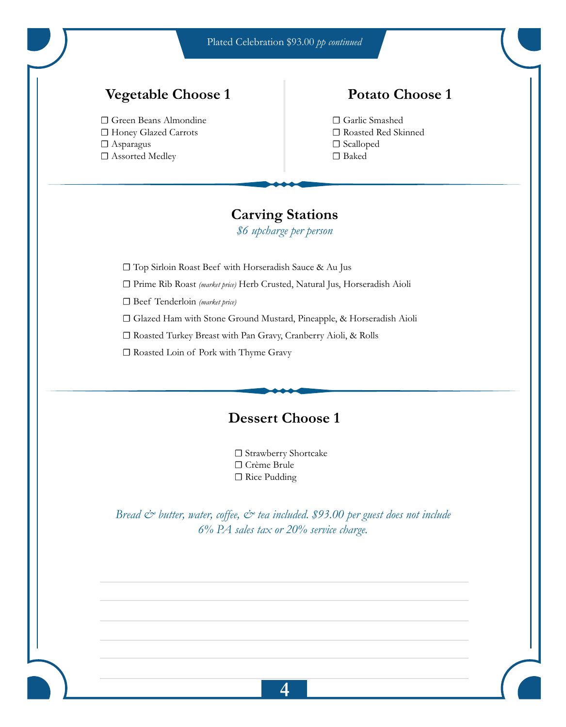Plated Celebration $93.00 *pp continued*

## Vegetable Choose 1

☐ Green Beans Almondine
☐ Honey Glazed Carrots
☐ Asparagus
☐ Assorted Medley

## Potato Choose 1

☐ Garlic Smashed
☐ Roasted Red Skinned
☐ Scalloped
☐ Baked

## Carving Stations

*$6 upcharge per person*

☐ Top Sirloin Roast Beef with Horseradish Sauce & Au Jus

☐ Prime Rib Roast *(market price)* Herb Crusted, Natural Jus, Horseradish Aioli

☐ Beef Tenderloin *(market price)*

☐ Glazed Ham with Stone Ground Mustard, Pineapple, & Horseradish Aioli

☐ Roasted Turkey Breast with Pan Gravy, Cranberry Aioli, & Rolls

☐ Roasted Loin of Pork with Thyme Gravy

## Dessert Choose 1

☐ Strawberry Shortcake
☐ Crème Brule
☐ Rice Pudding

*Bread & butter, water, coffee, & tea included. $93.00 per guest does not include 6% PA sales tax or 20% service charge.*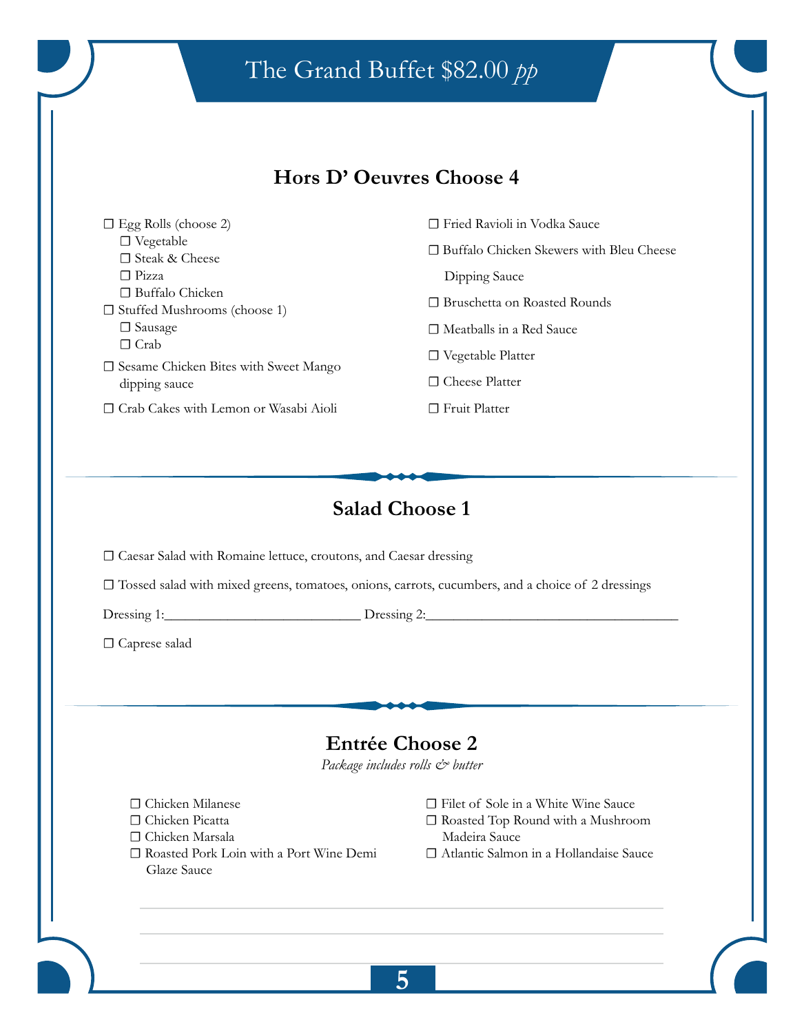# The Grand Buffet $82.00 *pp*

## Hors D' Oeuvres Choose 4

- ☐ Egg Rolls (choose 2)
  - ☐ Vegetable
  - ☐ Steak & Cheese
  - ☐ Pizza
  - ☐ Buffalo Chicken
- ☐ Stuffed Mushrooms (choose 1)
  - ☐ Sausage
  - ☐ Crab
- ☐ Sesame Chicken Bites with Sweet Mango dipping sauce
- ☐ Crab Cakes with Lemon or Wasabi Aioli
- ☐ Fried Ravioli in Vodka Sauce
- ☐ Buffalo Chicken Skewers with Bleu Cheese Dipping Sauce
- ☐ Bruschetta on Roasted Rounds
- ☐ Meatballs in a Red Sauce
- ☐ Vegetable Platter
- ☐ Cheese Platter
- ☐ Fruit Platter

## Salad Choose 1

☐ Caesar Salad with Romaine lettuce, croutons, and Caesar dressing

☐ Tossed salad with mixed greens, tomatoes, onions, carrots, cucumbers, and a choice of 2 dressings

Dressing 1:___________________________ Dressing 2:___________________________________

☐ Caprese salad

## Entrée Choose 2

*Package includes rolls & butter*

- ☐ Chicken Milanese
- ☐ Chicken Picatta
- ☐ Chicken Marsala
- ☐ Roasted Pork Loin with a Port Wine Demi Glaze Sauce
- ☐ Filet of Sole in a White Wine Sauce
- ☐ Roasted Top Round with a Mushroom Madeira Sauce
- ☐ Atlantic Salmon in a Hollandaise Sauce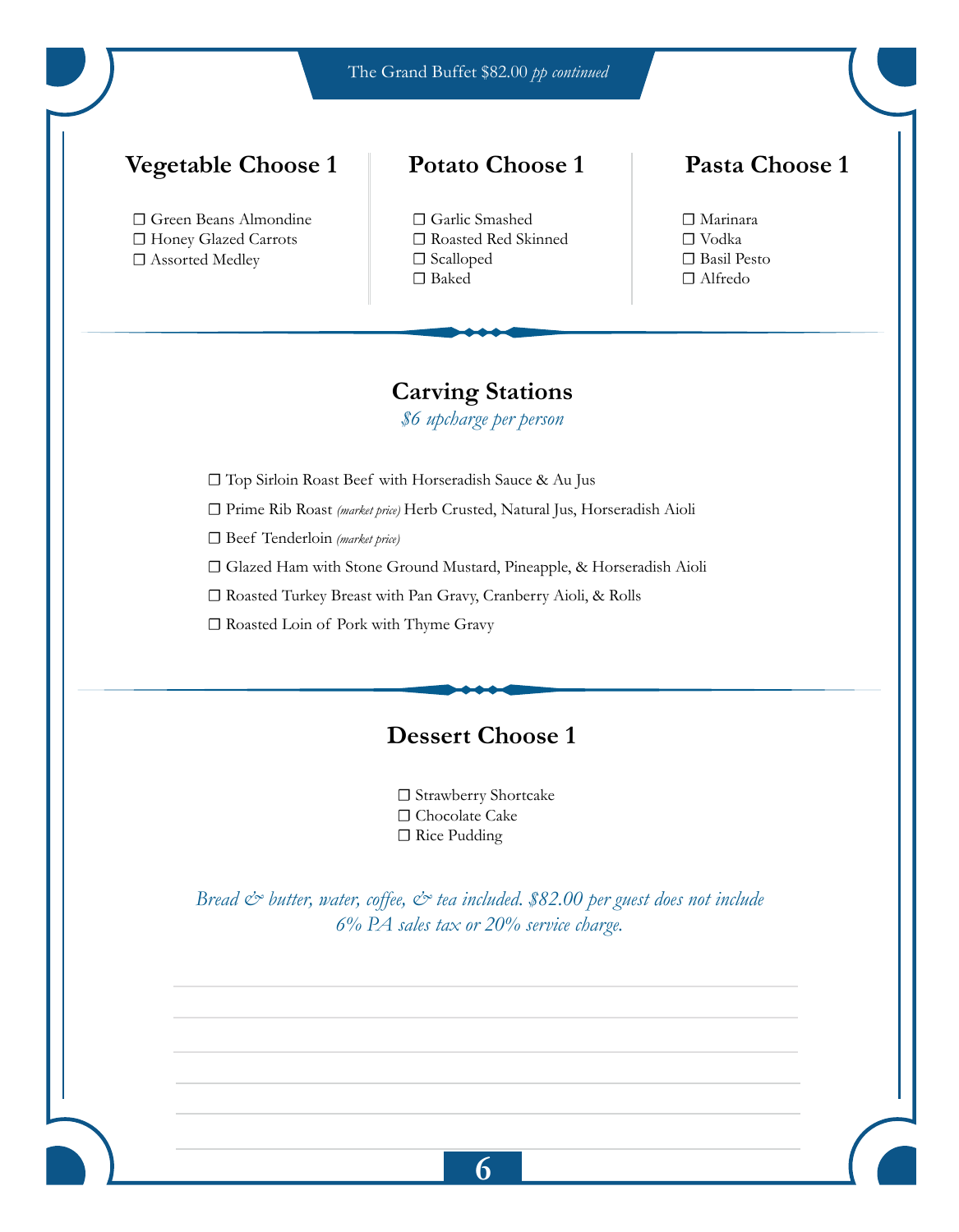The Grand Buffet $82.00 *pp continued*

## Vegetable Choose 1

- ☐ Green Beans Almondine
- ☐ Honey Glazed Carrots
- ☐ Assorted Medley

## Potato Choose 1

- ☐ Garlic Smashed
- ☐ Roasted Red Skinned
- ☐ Scalloped
- ☐ Baked

## Pasta Choose 1

- ☐ Marinara
- ☐ Vodka
- ☐ Basil Pesto
- ☐ Alfredo

## Carving Stations

*$6 upcharge per person*

- ☐ Top Sirloin Roast Beef with Horseradish Sauce & Au Jus
- ☐ Prime Rib Roast *(market price)* Herb Crusted, Natural Jus, Horseradish Aioli
- ☐ Beef Tenderloin *(market price)*
- ☐ Glazed Ham with Stone Ground Mustard, Pineapple, & Horseradish Aioli
- ☐ Roasted Turkey Breast with Pan Gravy, Cranberry Aioli, & Rolls
- ☐ Roasted Loin of Pork with Thyme Gravy

## Dessert Choose 1

- ☐ Strawberry Shortcake
- ☐ Chocolate Cake
- ☐ Rice Pudding

*Bread & butter, water, coffee, & tea included. $82.00 per guest does not include 6% PA sales tax or 20% service charge.*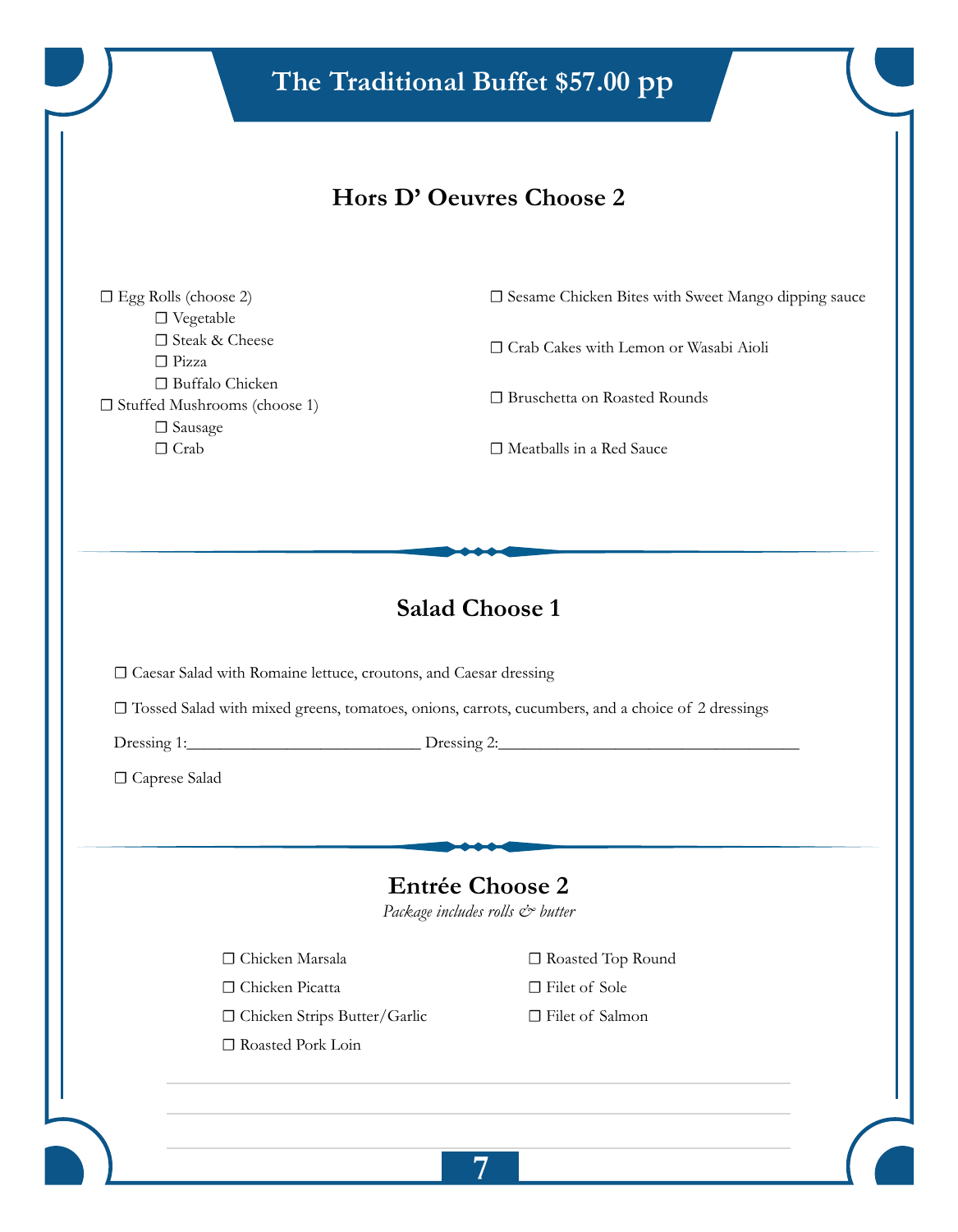# The Traditional Buffet $57.00 pp

## Hors D' Oeuvres Choose 2

- ☐ Egg Rolls (choose 2)
  - ☐ Vegetable
  - ☐ Steak & Cheese
  - ☐ Pizza
  - ☐ Buffalo Chicken
- ☐ Stuffed Mushrooms (choose 1)
  - ☐ Sausage
  - ☐ Crab
- ☐ Sesame Chicken Bites with Sweet Mango dipping sauce
- ☐ Crab Cakes with Lemon or Wasabi Aioli
- ☐ Bruschetta on Roasted Rounds
- ☐ Meatballs in a Red Sauce

## Salad Choose 1

☐ Caesar Salad with Romaine lettuce, croutons, and Caesar dressing

☐ Tossed Salad with mixed greens, tomatoes, onions, carrots, cucumbers, and a choice of 2 dressings

Dressing 1:___________________________ Dressing 2:___________________________________

☐ Caprese Salad

## Entrée Choose 2

*Package includes rolls & butter*

- ☐ Chicken Marsala
- ☐ Chicken Picatta
- ☐ Chicken Strips Butter/Garlic
- ☐ Roasted Pork Loin
- ☐ Roasted Top Round
- ☐ Filet of Sole
- ☐ Filet of Salmon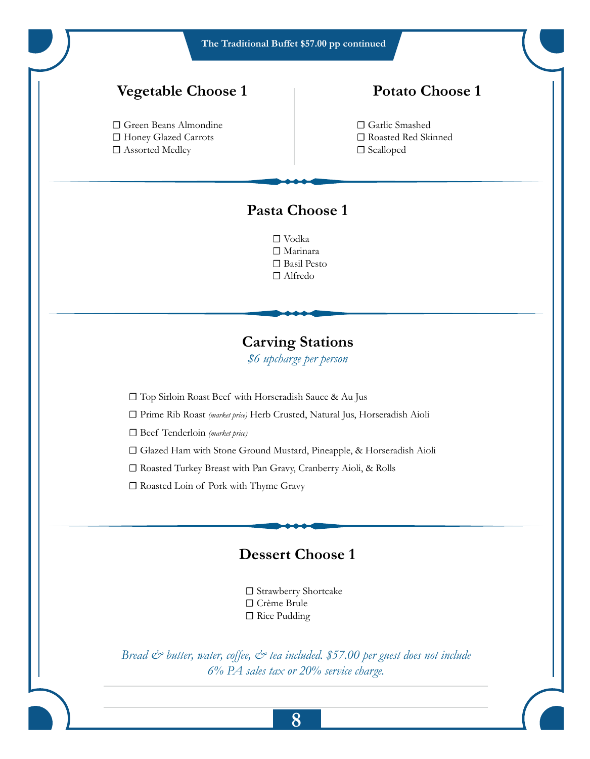## The Traditional Buffet $57.00 pp continued

### Vegetable Choose 1

☐ Green Beans Almondine
☐ Honey Glazed Carrots
☐ Assorted Medley

### Potato Choose 1

☐ Garlic Smashed
☐ Roasted Red Skinned
☐ Scalloped

### Pasta Choose 1

☐ Vodka
☐ Marinara
☐ Basil Pesto
☐ Alfredo

### Carving Stations

*$6 upcharge per person*

☐ Top Sirloin Roast Beef with Horseradish Sauce & Au Jus

☐ Prime Rib Roast *(market price)* Herb Crusted, Natural Jus, Horseradish Aioli

☐ Beef Tenderloin *(market price)*

☐ Glazed Ham with Stone Ground Mustard, Pineapple, & Horseradish Aioli

☐ Roasted Turkey Breast with Pan Gravy, Cranberry Aioli, & Rolls

☐ Roasted Loin of Pork with Thyme Gravy

### Dessert Choose 1

☐ Strawberry Shortcake
☐ Crème Brule
☐ Rice Pudding

*Bread & butter, water, coffee, & tea included. $57.00 per guest does not include 6% PA sales tax or 20% service charge.*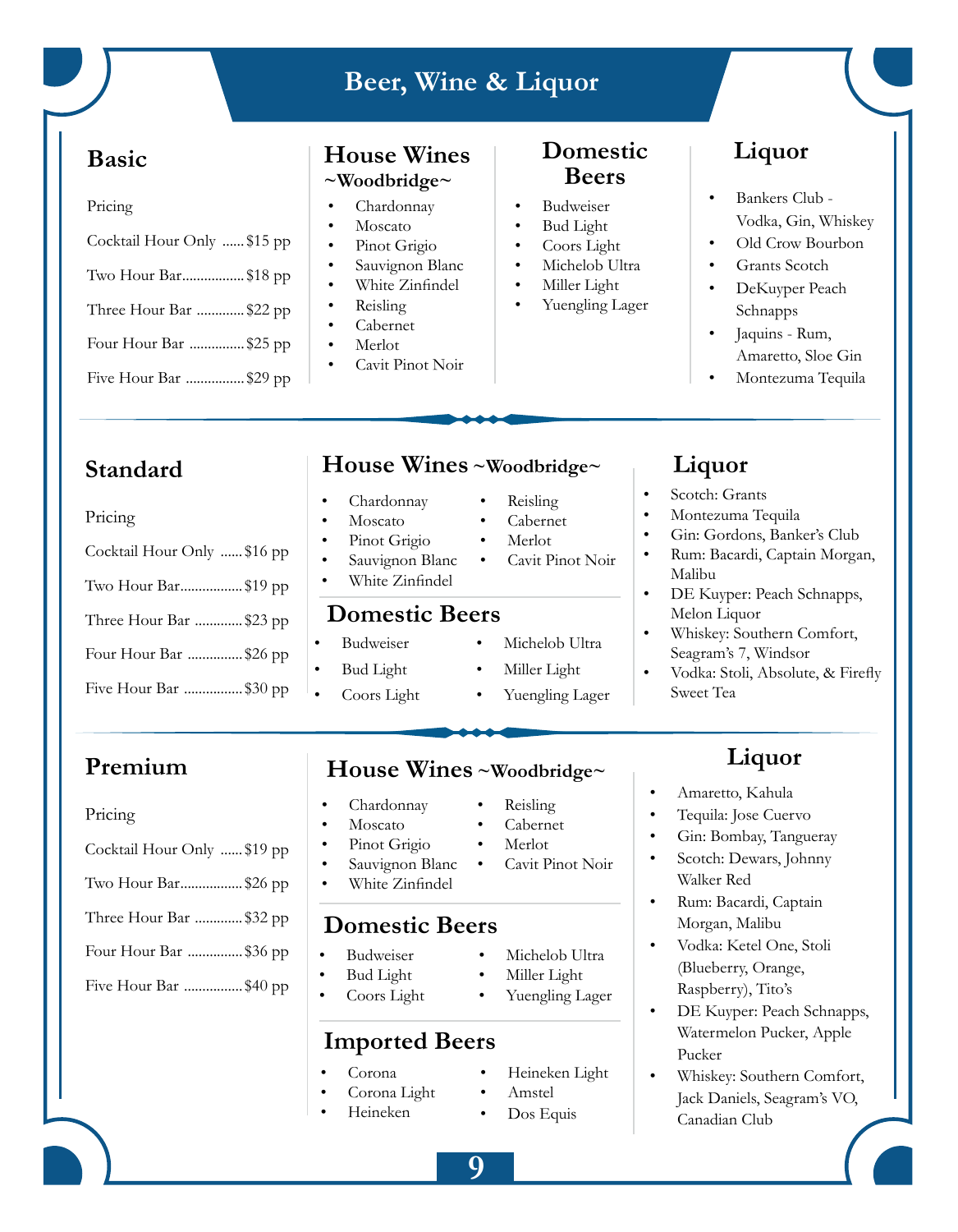# Beer, Wine & Liquor

## Basic

Pricing

Cocktail Hour Only ...... $15 pp

Two Hour Bar................. $18 pp

Three Hour Bar ............. $22 pp

Four Hour Bar ............... $25 pp

Five Hour Bar ................ $29 pp

### House Wines ~Woodbridge~

- Chardonnay
- Moscato
- Pinot Grigio
- Sauvignon Blanc
- White Zinfindel
- Reisling
- Cabernet
- Merlot
- Cavit Pinot Noir

### Domestic Beers

- Budweiser
- Bud Light
- Coors Light
- Michelob Ultra
- Miller Light
- Yuengling Lager

### Liquor

- Bankers Club - Vodka, Gin, Whiskey
- Old Crow Bourbon
- Grants Scotch
- DeKuyper Peach Schnapps
- Jaquins - Rum, Amaretto, Sloe Gin
- Montezuma Tequila

## Standard

Pricing

Cocktail Hour Only ...... $16 pp

Two Hour Bar................. $19 pp

Three Hour Bar ............. $23 pp

Four Hour Bar ............... $26 pp

Five Hour Bar ................ $30 pp

### House Wines ~Woodbridge~

- Chardonnay
- Moscato
- Pinot Grigio
- Sauvignon Blanc
- White Zinfindel
- Reisling
- Cabernet
- Merlot
- Cavit Pinot Noir

### Domestic Beers

- Budweiser
- Bud Light
- Coors Light
- Michelob Ultra
- Miller Light
- Yuengling Lager

### Liquor

- Scotch: Grants
- Montezuma Tequila
- Gin: Gordons, Banker's Club
- Rum: Bacardi, Captain Morgan, Malibu
- DE Kuyper: Peach Schnapps, Melon Liquor
- Whiskey: Southern Comfort, Seagram's 7, Windsor
- Vodka: Stoli, Absolute, & Firefly Sweet Tea

## Premium

Pricing

Cocktail Hour Only ...... $19 pp

Two Hour Bar................. $26 pp

Three Hour Bar ............. $32 pp

Four Hour Bar ............... $36 pp

Five Hour Bar ................ $40 pp

### House Wines ~Woodbridge~

- Chardonnay
- Moscato
- Pinot Grigio
- Sauvignon Blanc
- White Zinfindel
- Reisling
- Cabernet
- Merlot
- Cavit Pinot Noir

### Domestic Beers

- Budweiser
- Bud Light
- Coors Light
- Michelob Ultra
- Miller Light
- Yuengling Lager

### Imported Beers

- Corona
- Corona Light
- Heineken
- Heineken Light
- Amstel
- Dos Equis

### Liquor

- Amaretto, Kahula
- Tequila: Jose Cuervo
- Gin: Bombay, Tangueray
- Scotch: Dewars, Johnny Walker Red
- Rum: Bacardi, Captain Morgan, Malibu
- Vodka: Ketel One, Stoli (Blueberry, Orange, Raspberry), Tito's
- DE Kuyper: Peach Schnapps, Watermelon Pucker, Apple Pucker
- Whiskey: Southern Comfort, Jack Daniels, Seagram's VO, Canadian Club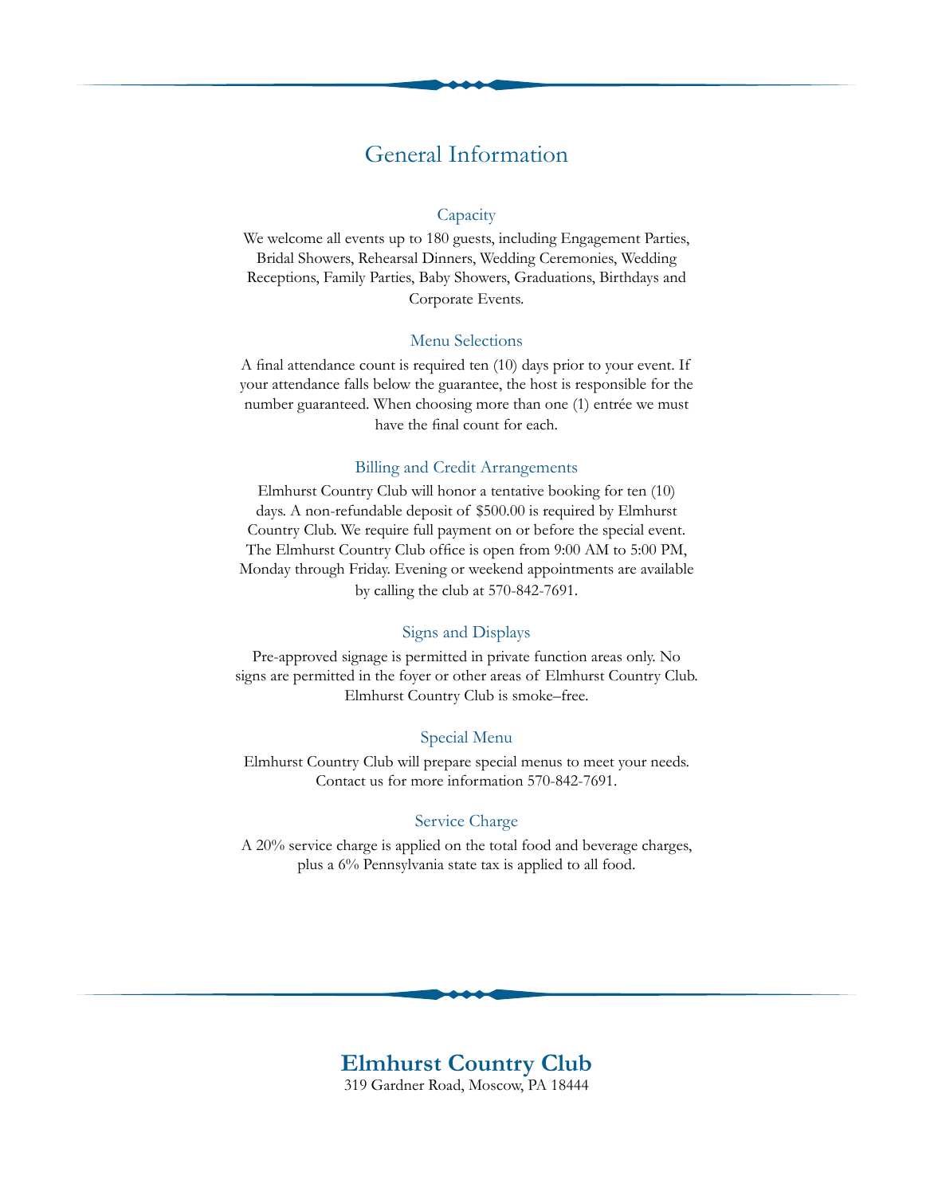# General Information

### Capacity

We welcome all events up to 180 guests, including Engagement Parties, Bridal Showers, Rehearsal Dinners, Wedding Ceremonies, Wedding Receptions, Family Parties, Baby Showers, Graduations, Birthdays and Corporate Events.

### Menu Selections

A final attendance count is required ten (10) days prior to your event. If your attendance falls below the guarantee, the host is responsible for the number guaranteed. When choosing more than one (1) entrée we must have the final count for each.

### Billing and Credit Arrangements

Elmhurst Country Club will honor a tentative booking for ten (10) days. A non-refundable deposit of $500.00 is required by Elmhurst Country Club. We require full payment on or before the special event. The Elmhurst Country Club office is open from 9:00 AM to 5:00 PM, Monday through Friday. Evening or weekend appointments are available by calling the club at 570-842-7691.

### Signs and Displays

Pre-approved signage is permitted in private function areas only. No signs are permitted in the foyer or other areas of Elmhurst Country Club. Elmhurst Country Club is smoke–free.

### Special Menu

Elmhurst Country Club will prepare special menus to meet your needs. Contact us for more information 570-842-7691.

### Service Charge

A 20% service charge is applied on the total food and beverage charges, plus a 6% Pennsylvania state tax is applied to all food.

**Elmhurst Country Club**
319 Gardner Road, Moscow, PA 18444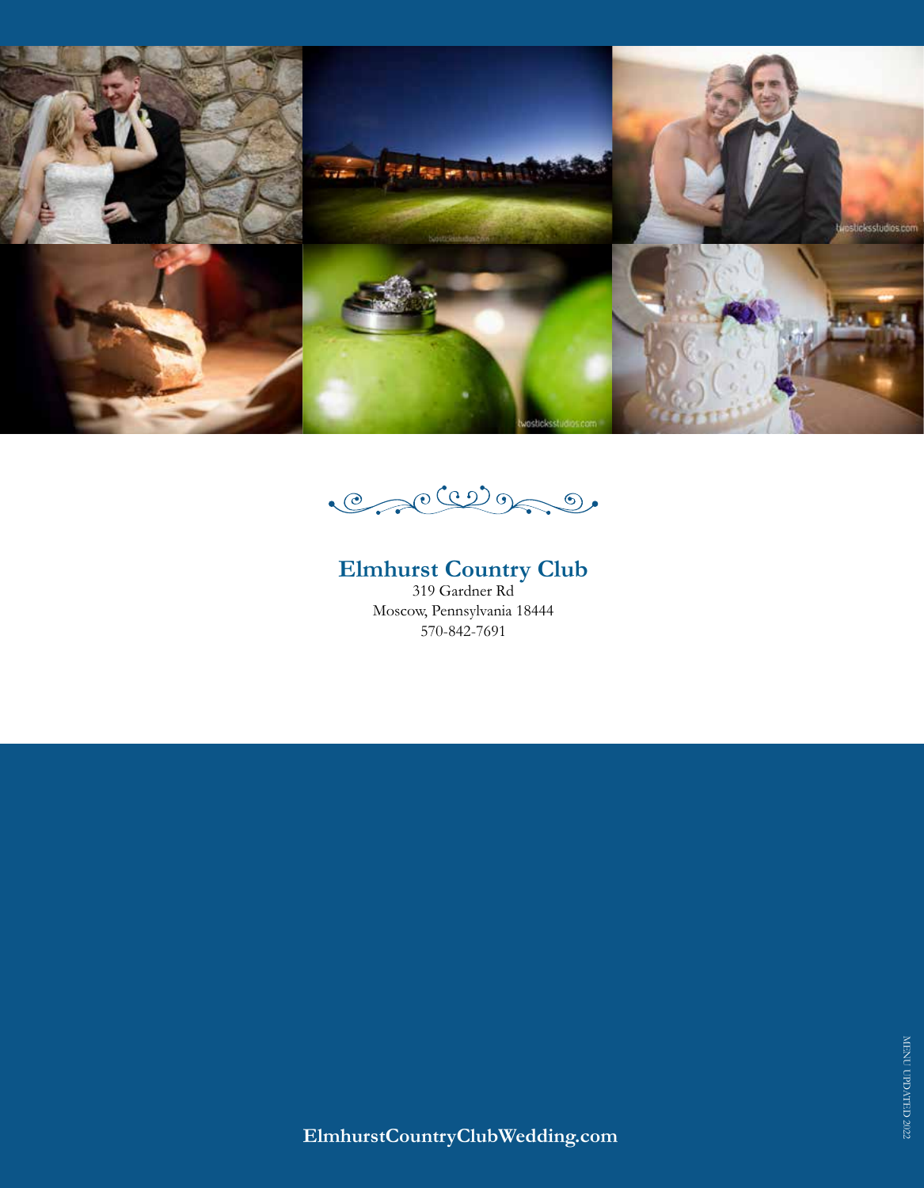## Elmhurst Country Club

319 Gardner Rd
Moscow, Pennsylvania 18444
570-842-7691

**ElmhurstCountryClubWedding.com**

MENU UPDATED 2022